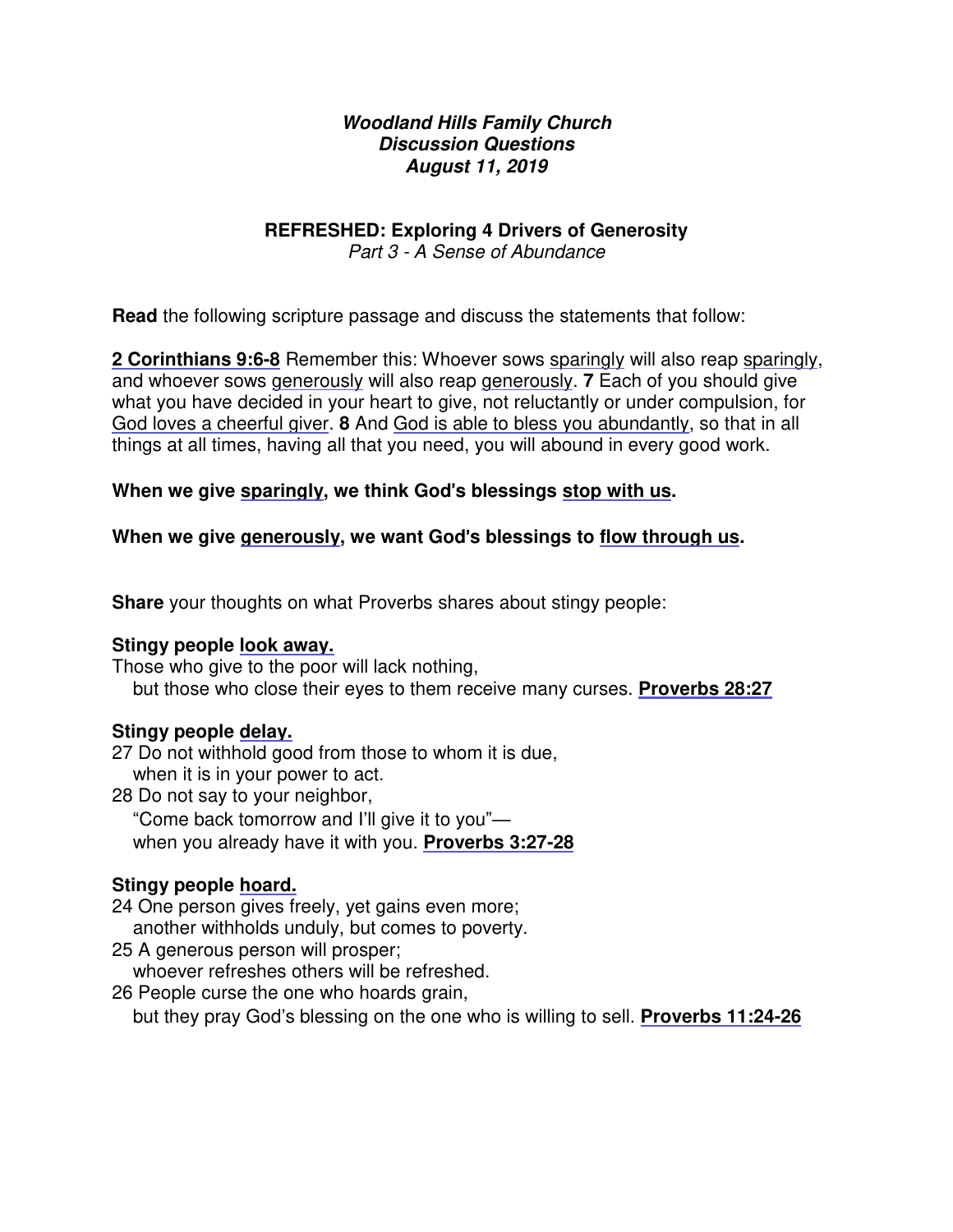***Woodland Hills Family Church***
***Discussion Questions***
***August 11, 2019***

## REFRESHED: Exploring 4 Drivers of Generosity

*Part 3 - A Sense of Abundance*

**Read** the following scripture passage and discuss the statements that follow:

**2 Corinthians 9:6-8** Remember this: Whoever sows sparingly will also reap sparingly, and whoever sows generously will also reap generously. **7** Each of you should give what you have decided in your heart to give, not reluctantly or under compulsion, for God loves a cheerful giver. **8** And God is able to bless you abundantly, so that in all things at all times, having all that you need, you will abound in every good work.

**When we give sparingly, we think God's blessings stop with us.**

**When we give generously, we want God's blessings to flow through us.**

**Share** your thoughts on what Proverbs shares about stingy people:

**Stingy people look away.**
Those who give to the poor will lack nothing,
but those who close their eyes to them receive many curses. **Proverbs 28:27**

**Stingy people delay.**
27 Do not withhold good from those to whom it is due,
when it is in your power to act.
28 Do not say to your neighbor,
"Come back tomorrow and I'll give it to you"—
when you already have it with you. **Proverbs 3:27-28**

**Stingy people hoard.**
24 One person gives freely, yet gains even more;
another withholds unduly, but comes to poverty.
25 A generous person will prosper;
whoever refreshes others will be refreshed.
26 People curse the one who hoards grain,
but they pray God's blessing on the one who is willing to sell. **Proverbs 11:24-26**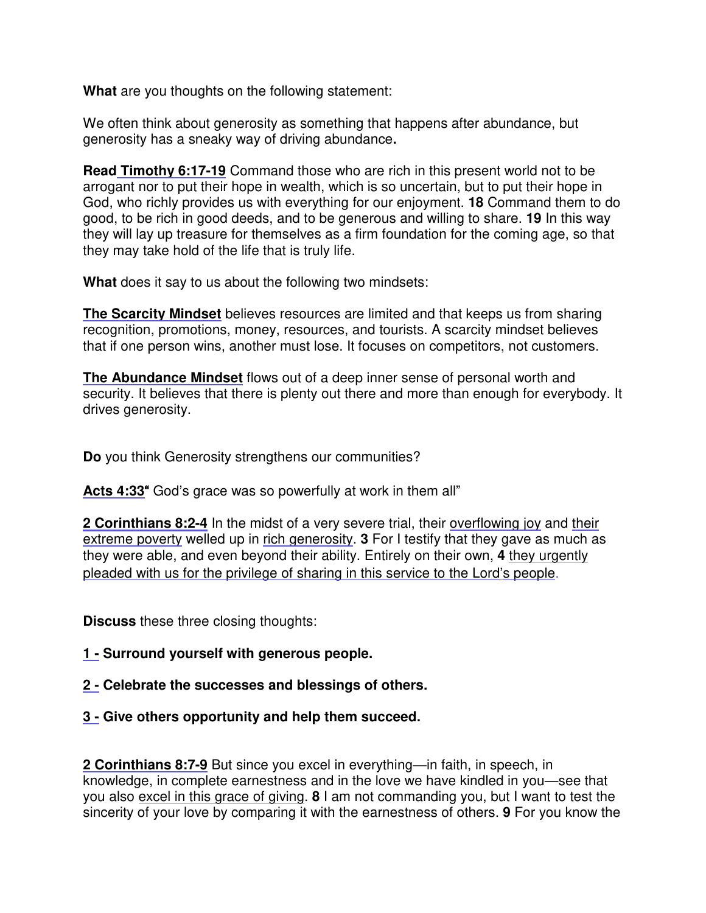**What** are you thoughts on the following statement:

We often think about generosity as something that happens after abundance, but generosity has a sneaky way of driving abundance**.**

**Read Timothy 6:17-19** Command those who are rich in this present world not to be arrogant nor to put their hope in wealth, which is so uncertain, but to put their hope in God, who richly provides us with everything for our enjoyment. **18** Command them to do good, to be rich in good deeds, and to be generous and willing to share. **19** In this way they will lay up treasure for themselves as a firm foundation for the coming age, so that they may take hold of the life that is truly life.

**What** does it say to us about the following two mindsets:

**The Scarcity Mindset** believes resources are limited and that keeps us from sharing recognition, promotions, money, resources, and tourists. A scarcity mindset believes that if one person wins, another must lose. It focuses on competitors, not customers.

**The Abundance Mindset** flows out of a deep inner sense of personal worth and security. It believes that there is plenty out there and more than enough for everybody. It drives generosity.

**Do** you think Generosity strengthens our communities?

**Acts 4:33"** God's grace was so powerfully at work in them all"

**2 Corinthians 8:2-4** In the midst of a very severe trial, their overflowing joy and their extreme poverty welled up in rich generosity. **3** For I testify that they gave as much as they were able, and even beyond their ability. Entirely on their own, **4** they urgently pleaded with us for the privilege of sharing in this service to the Lord's people.

**Discuss** these three closing thoughts:

**1 - Surround yourself with generous people.**

**2 - Celebrate the successes and blessings of others.**

**3 - Give others opportunity and help them succeed.**

**2 Corinthians 8:7-9** But since you excel in everything—in faith, in speech, in knowledge, in complete earnestness and in the love we have kindled in you—see that you also excel in this grace of giving. **8** I am not commanding you, but I want to test the sincerity of your love by comparing it with the earnestness of others. **9** For you know the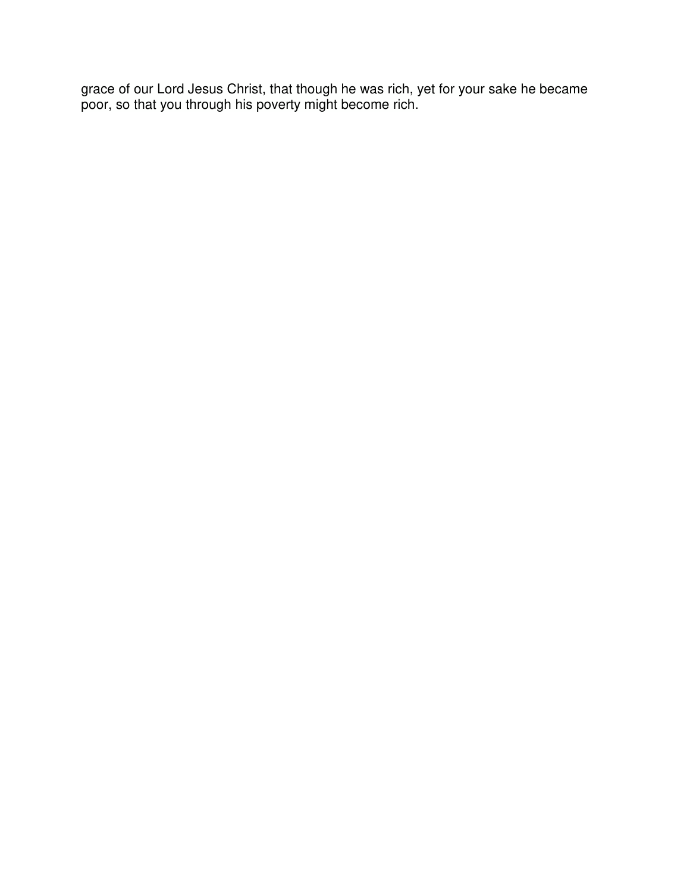grace of our Lord Jesus Christ, that though he was rich, yet for your sake he became poor, so that you through his poverty might become rich.